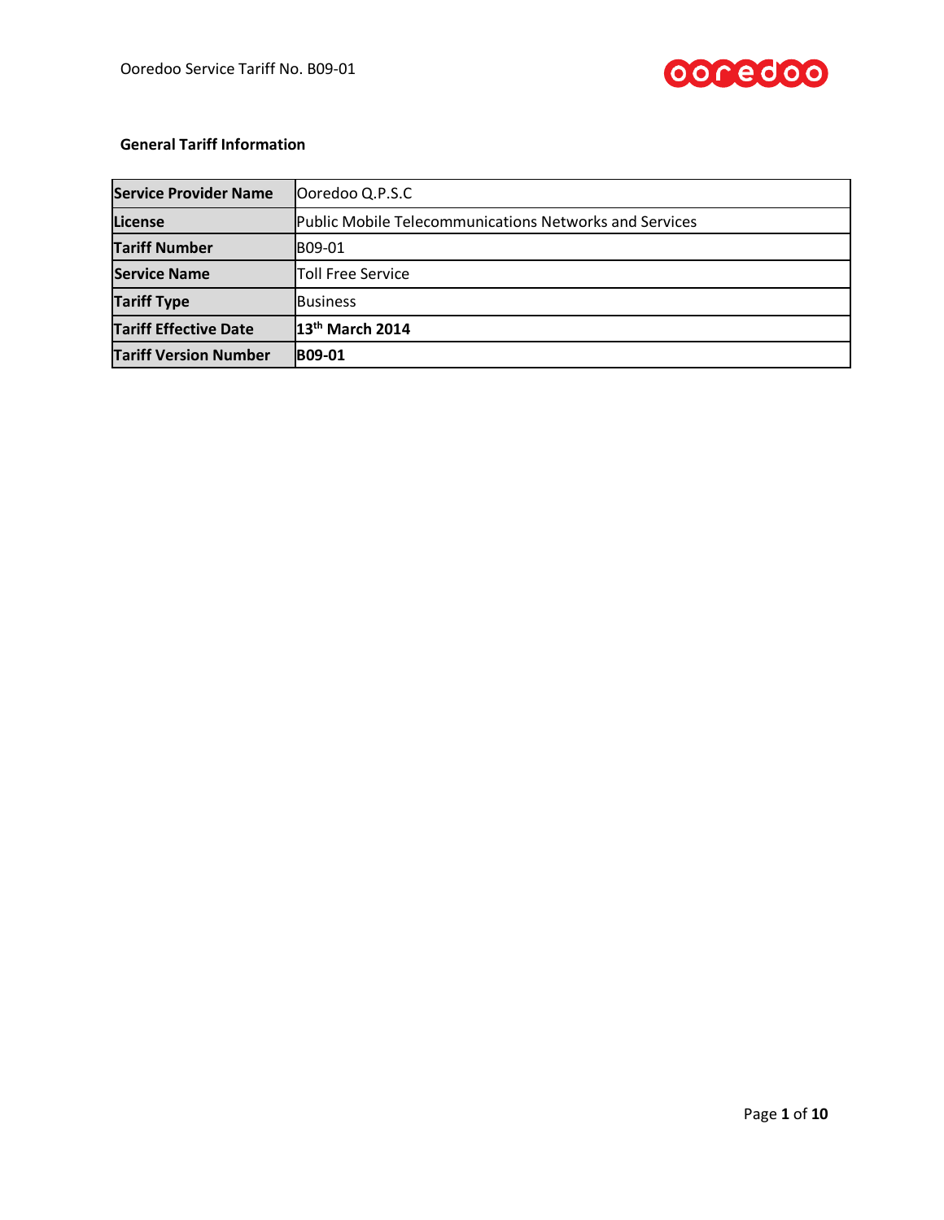**General Tariff Information**

| Service Provider Name | Ooredoo Q.P.S.C |
|---|---|
| License | Public Mobile Telecommunications Networks and Services |
| Tariff Number | B09-01 |
| Service Name | Toll Free Service |
| Tariff Type | Business |
| Tariff Effective Date | **13th March 2014** |
| Tariff Version Number | **B09-01** |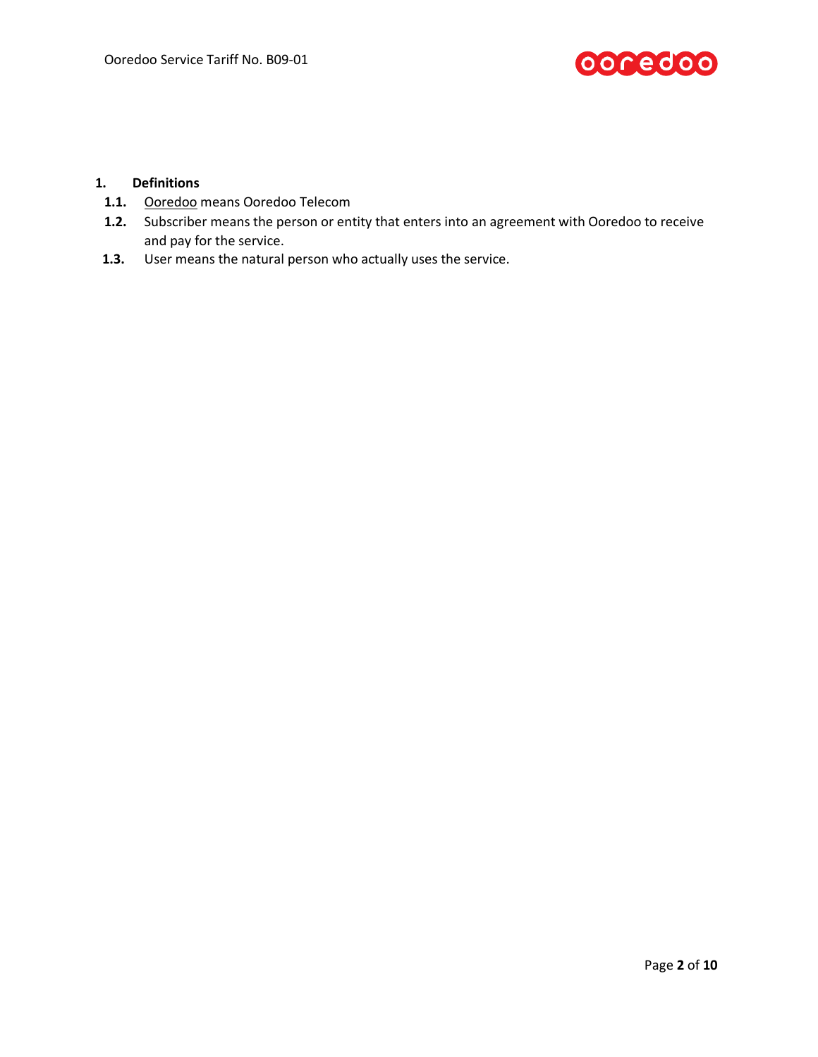## 1. Definitions

**1.1.** Ooredoo means Ooredoo Telecom

**1.2.** Subscriber means the person or entity that enters into an agreement with Ooredoo to receive and pay for the service.

**1.3.** User means the natural person who actually uses the service.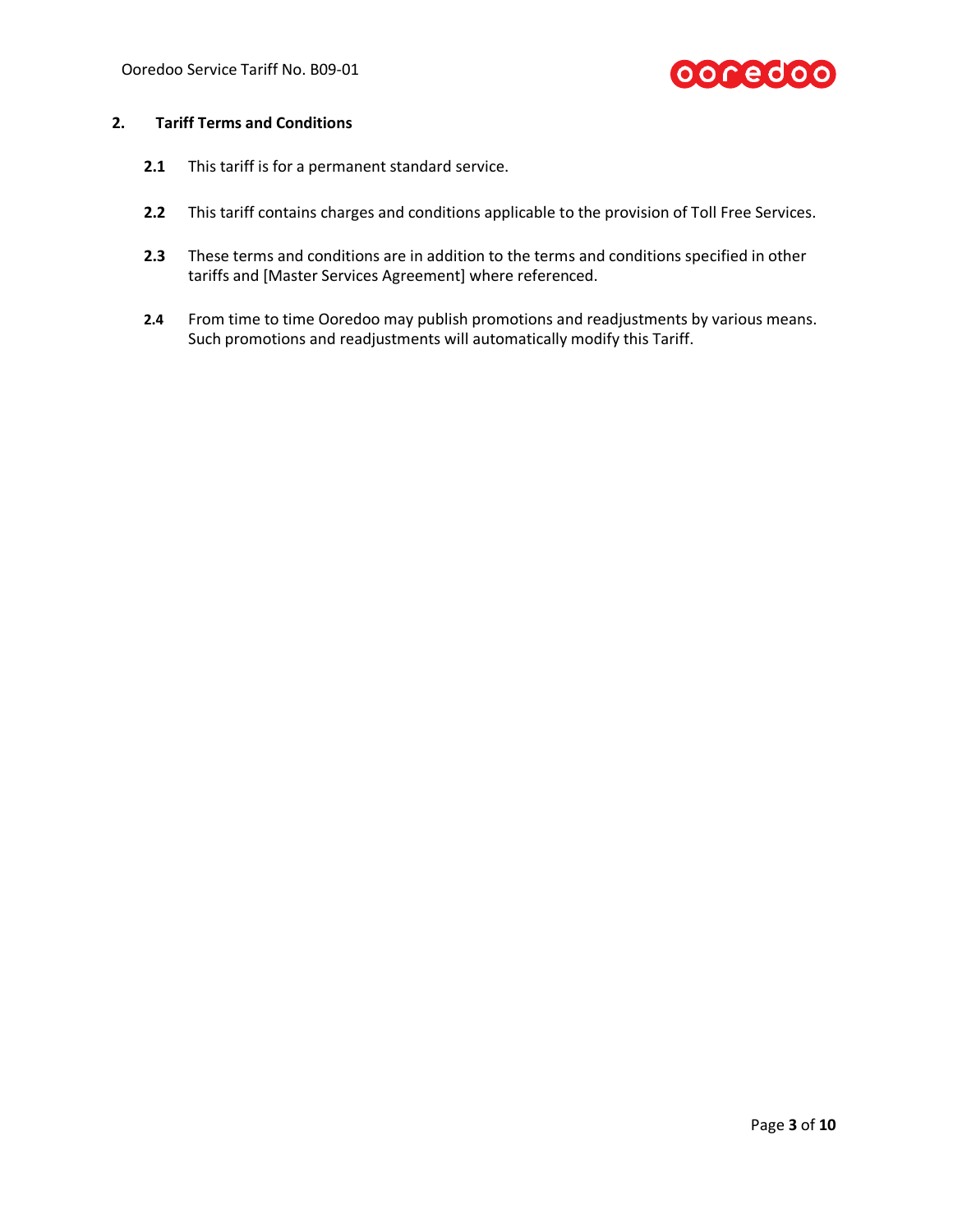## 2. Tariff Terms and Conditions

**2.1** This tariff is for a permanent standard service.

**2.2** This tariff contains charges and conditions applicable to the provision of Toll Free Services.

**2.3** These terms and conditions are in addition to the terms and conditions specified in other tariffs and [Master Services Agreement] where referenced.

**2.4** From time to time Ooredoo may publish promotions and readjustments by various means. Such promotions and readjustments will automatically modify this Tariff.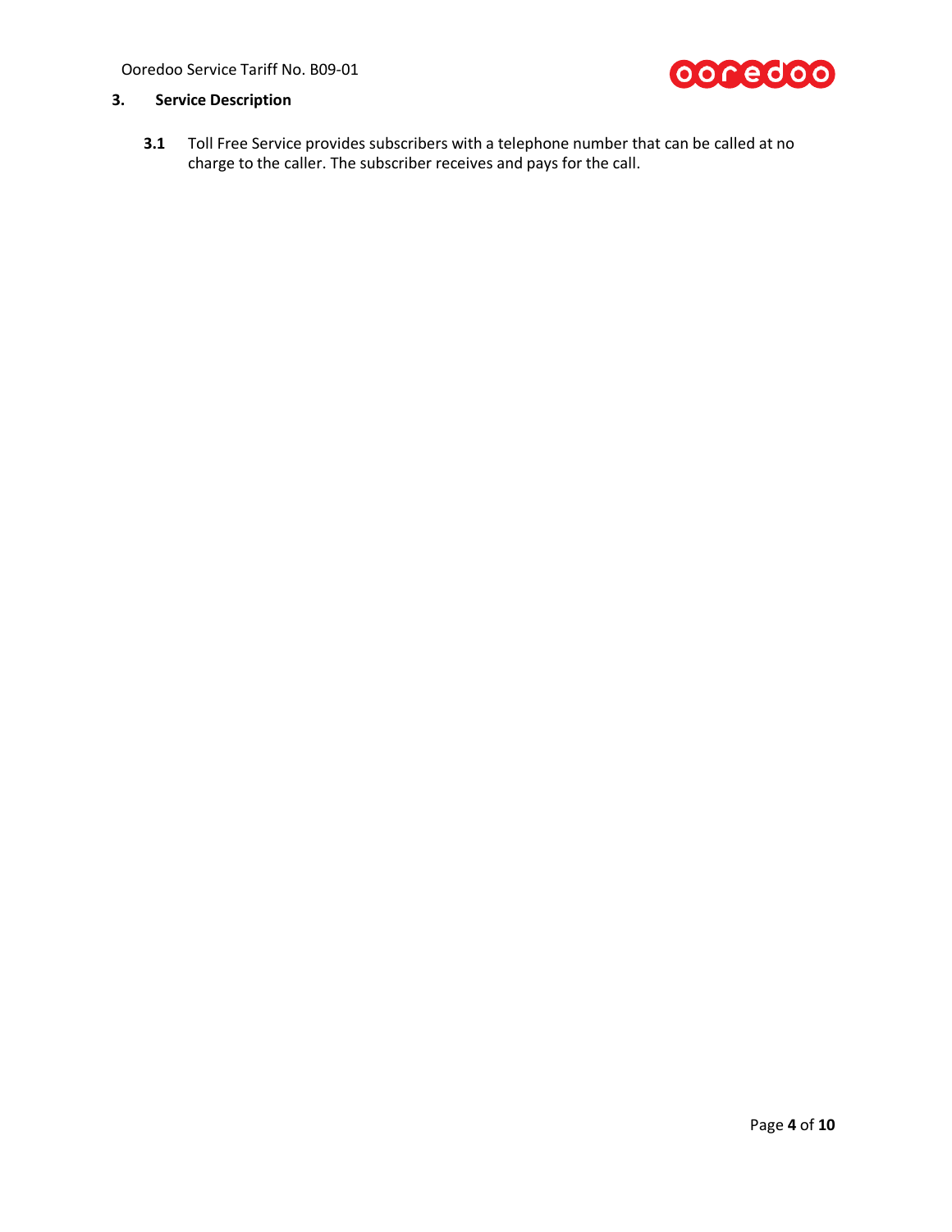## 3. Service Description

**3.1** Toll Free Service provides subscribers with a telephone number that can be called at no charge to the caller. The subscriber receives and pays for the call.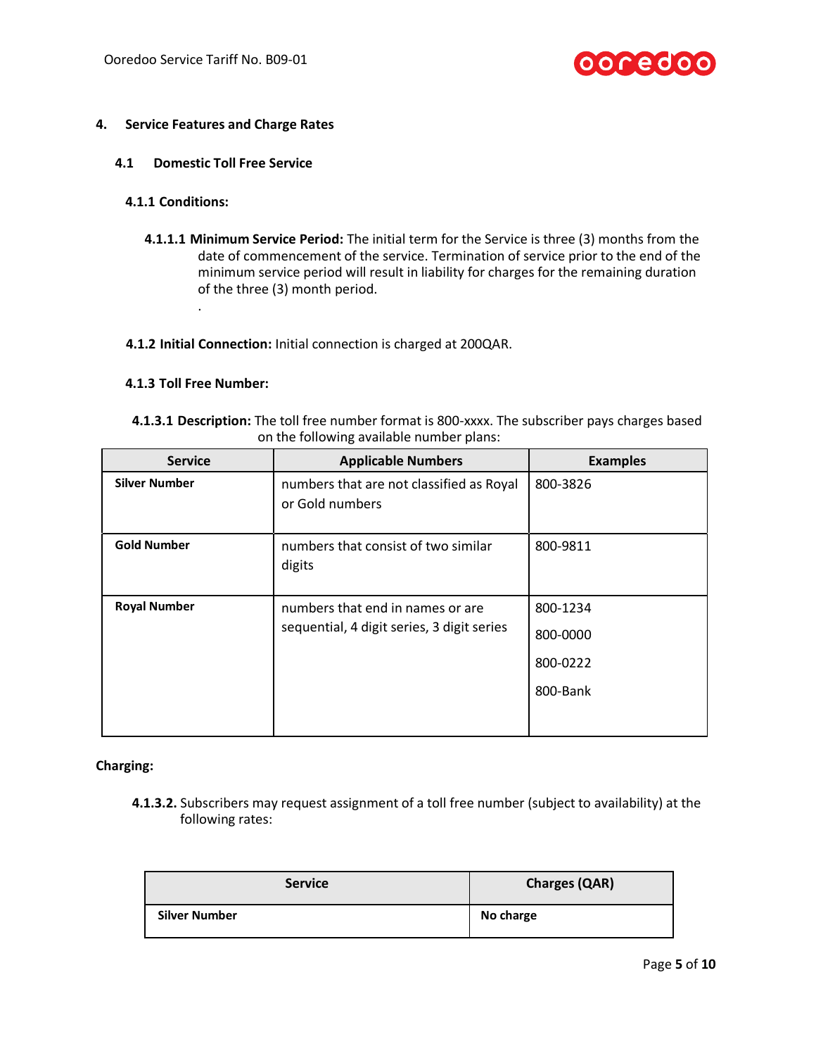## 4. Service Features and Charge Rates

### 4.1 Domestic Toll Free Service

#### 4.1.1 Conditions:

**4.1.1.1 Minimum Service Period:** The initial term for the Service is three (3) months from the date of commencement of the service. Termination of service prior to the end of the minimum service period will result in liability for charges for the remaining duration of the three (3) month period.

.

**4.1.2 Initial Connection:** Initial connection is charged at 200QAR.

#### 4.1.3 Toll Free Number:

**4.1.3.1 Description:** The toll free number format is 800-xxxx. The subscriber pays charges based on the following available number plans:

| Service | Applicable Numbers | Examples |
|---|---|---|
| **Silver Number** | numbers that are not classified as Royal or Gold numbers | 800-3826 |
| **Gold Number** | numbers that consist of two similar digits | 800-9811 |
| **Royal Number** | numbers that end in names or are sequential, 4 digit series, 3 digit series | 800-1234<br>800-0000<br>800-0222<br>800-Bank |

**Charging:**

**4.1.3.2.** Subscribers may request assignment of a toll free number (subject to availability) at the following rates:

| Service | Charges (QAR) |
|---|---|
| **Silver Number** | **No charge** |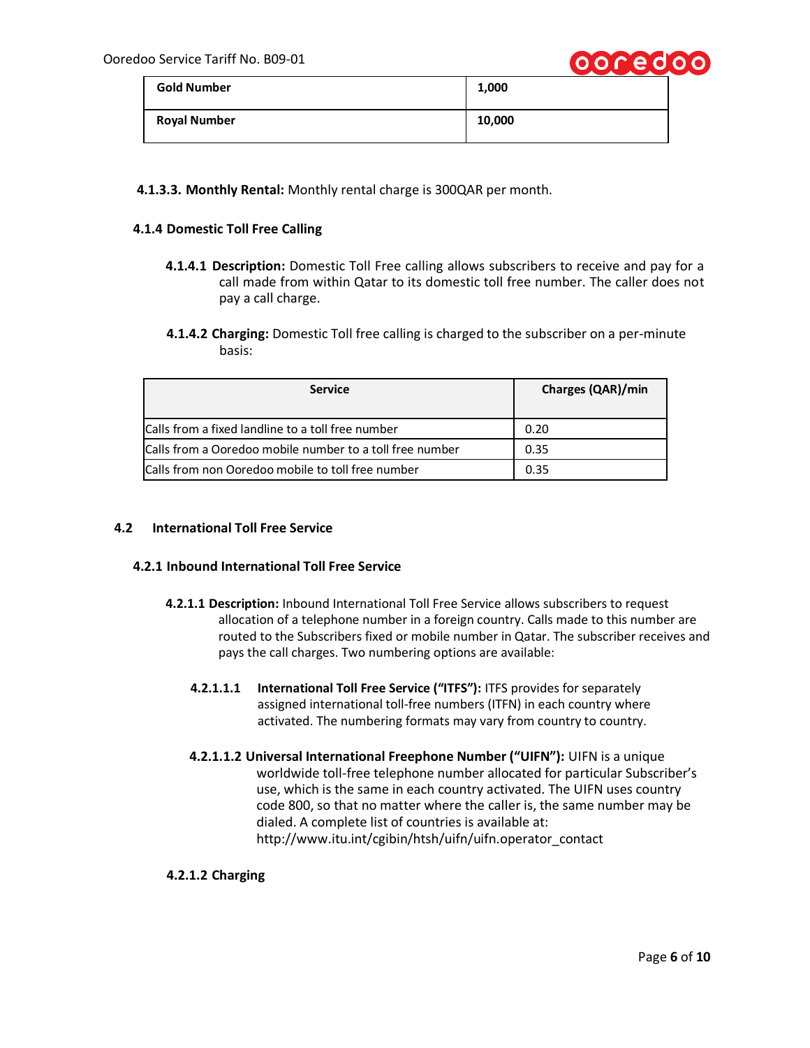| Gold Number | 1,000 |
|---|---|
| Royal Number | 10,000 |

**4.1.3.3. Monthly Rental:** Monthly rental charge is 300QAR per month.

### 4.1.4 Domestic Toll Free Calling

**4.1.4.1 Description:** Domestic Toll Free calling allows subscribers to receive and pay for a call made from within Qatar to its domestic toll free number. The caller does not pay a call charge.

**4.1.4.2 Charging:** Domestic Toll free calling is charged to the subscriber on a per-minute basis:

| Service | Charges (QAR)/min |
|---|---|
| Calls from a fixed landline to a toll free number | 0.20 |
| Calls from a Ooredoo mobile number to a toll free number | 0.35 |
| Calls from non Ooredoo mobile to toll free number | 0.35 |

## 4.2 International Toll Free Service

### 4.2.1 Inbound International Toll Free Service

**4.2.1.1 Description:** Inbound International Toll Free Service allows subscribers to request allocation of a telephone number in a foreign country. Calls made to this number are routed to the Subscribers fixed or mobile number in Qatar. The subscriber receives and pays the call charges. Two numbering options are available:

**4.2.1.1.1 International Toll Free Service ("ITFS"):** ITFS provides for separately assigned international toll-free numbers (ITFN) in each country where activated. The numbering formats may vary from country to country.

**4.2.1.1.2 Universal International Freephone Number ("UIFN"):** UIFN is a unique worldwide toll-free telephone number allocated for particular Subscriber's use, which is the same in each country activated. The UIFN uses country code 800, so that no matter where the caller is, the same number may be dialed. A complete list of countries is available at: http://www.itu.int/cgibin/htsh/uifn/uifn.operator_contact

**4.2.1.2 Charging**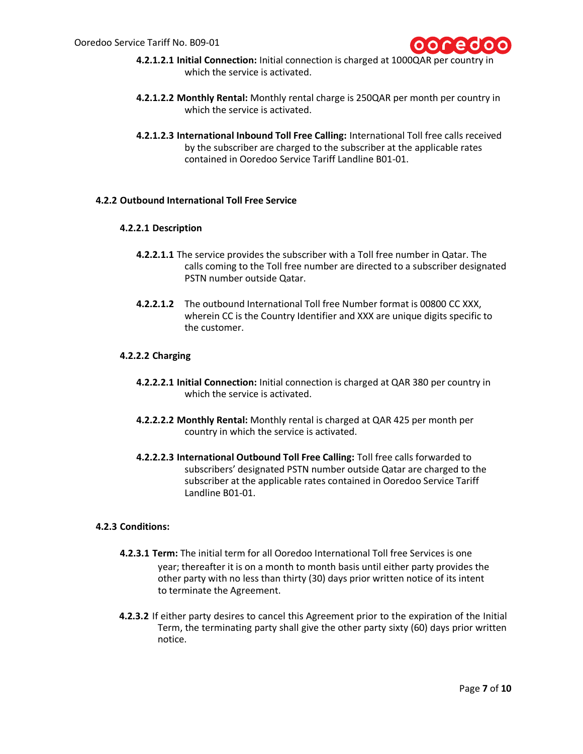**4.2.1.2.1 Initial Connection:** Initial connection is charged at 1000QAR per country in which the service is activated.

**4.2.1.2.2 Monthly Rental:** Monthly rental charge is 250QAR per month per country in which the service is activated.

**4.2.1.2.3 International Inbound Toll Free Calling:** International Toll free calls received by the subscriber are charged to the subscriber at the applicable rates contained in Ooredoo Service Tariff Landline B01-01.

### 4.2.2 Outbound International Toll Free Service

#### 4.2.2.1 Description

**4.2.2.1.1** The service provides the subscriber with a Toll free number in Qatar. The calls coming to the Toll free number are directed to a subscriber designated PSTN number outside Qatar.

**4.2.2.1.2** The outbound International Toll free Number format is 00800 CC XXX, wherein CC is the Country Identifier and XXX are unique digits specific to the customer.

#### 4.2.2.2 Charging

**4.2.2.2.1 Initial Connection:** Initial connection is charged at QAR 380 per country in which the service is activated.

**4.2.2.2.2 Monthly Rental:** Monthly rental is charged at QAR 425 per month per country in which the service is activated.

**4.2.2.2.3 International Outbound Toll Free Calling:** Toll free calls forwarded to subscribers' designated PSTN number outside Qatar are charged to the subscriber at the applicable rates contained in Ooredoo Service Tariff Landline B01-01.

### 4.2.3 Conditions:

**4.2.3.1 Term:** The initial term for all Ooredoo International Toll free Services is one year; thereafter it is on a month to month basis until either party provides the other party with no less than thirty (30) days prior written notice of its intent to terminate the Agreement.

**4.2.3.2** If either party desires to cancel this Agreement prior to the expiration of the Initial Term, the terminating party shall give the other party sixty (60) days prior written notice.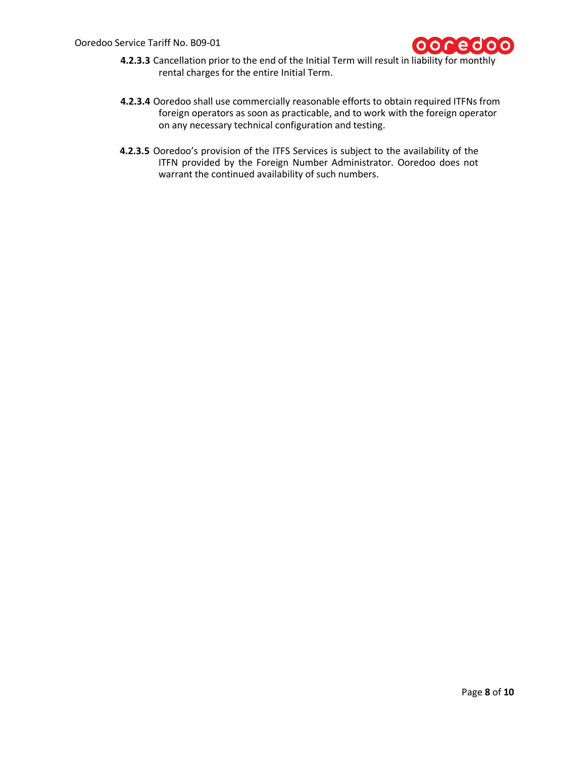**4.2.3.3** Cancellation prior to the end of the Initial Term will result in liability for monthly rental charges for the entire Initial Term.

**4.2.3.4** Ooredoo shall use commercially reasonable efforts to obtain required ITFNs from foreign operators as soon as practicable, and to work with the foreign operator on any necessary technical configuration and testing.

**4.2.3.5** Ooredoo's provision of the ITFS Services is subject to the availability of the ITFN provided by the Foreign Number Administrator. Ooredoo does not warrant the continued availability of such numbers.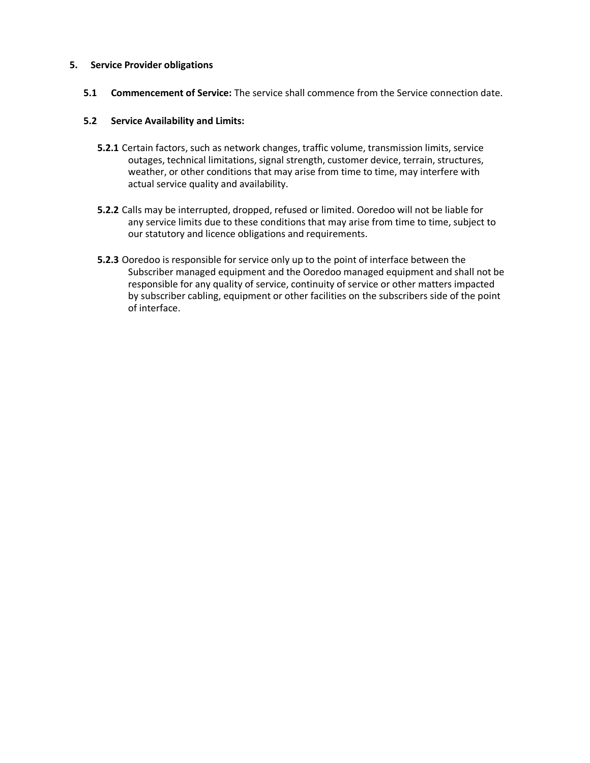## 5. Service Provider obligations

**5.1 Commencement of Service:** The service shall commence from the Service connection date.

**5.2 Service Availability and Limits:**

**5.2.1** Certain factors, such as network changes, traffic volume, transmission limits, service outages, technical limitations, signal strength, customer device, terrain, structures, weather, or other conditions that may arise from time to time, may interfere with actual service quality and availability.

**5.2.2** Calls may be interrupted, dropped, refused or limited. Ooredoo will not be liable for any service limits due to these conditions that may arise from time to time, subject to our statutory and licence obligations and requirements.

**5.2.3** Ooredoo is responsible for service only up to the point of interface between the Subscriber managed equipment and the Ooredoo managed equipment and shall not be responsible for any quality of service, continuity of service or other matters impacted by subscriber cabling, equipment or other facilities on the subscribers side of the point of interface.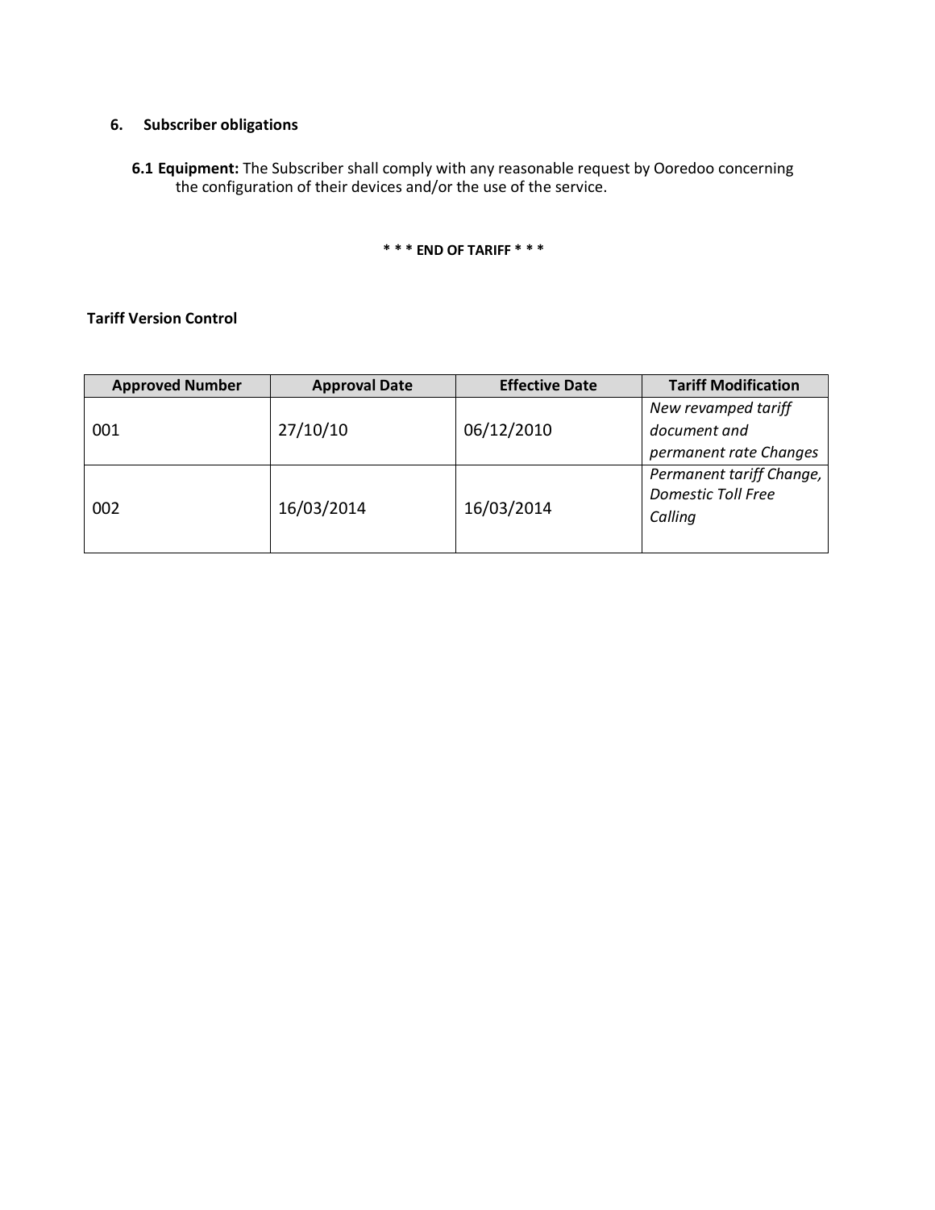## 6. Subscriber obligations

**6.1 Equipment:** The Subscriber shall comply with any reasonable request by Ooredoo concerning the configuration of their devices and/or the use of the service.

**\* \* \* END OF TARIFF \* \* \***

**Tariff Version Control**

| Approved Number | Approval Date | Effective Date | Tariff Modification |
|---|---|---|---|
| 001 | 27/10/10 | 06/12/2010 | *New revamped tariff document and permanent rate Changes* |
| 002 | 16/03/2014 | 16/03/2014 | *Permanent tariff Change, Domestic Toll Free Calling* |